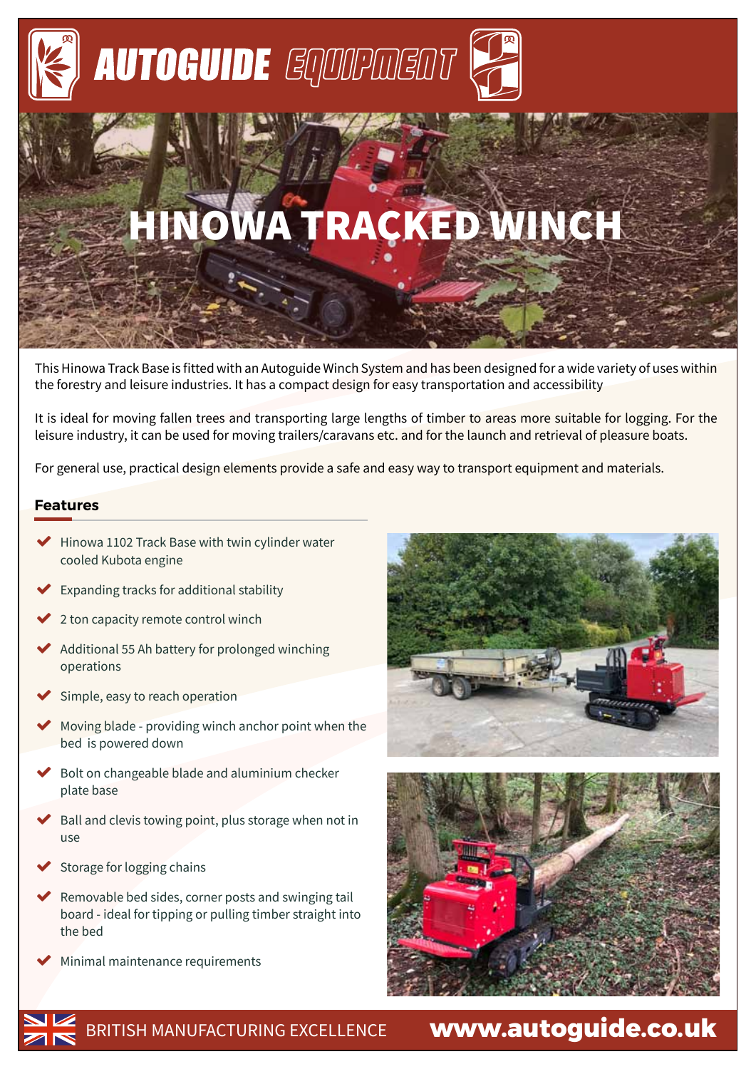# HINOWA TRACKED WINCH

This Hinowa Track Base is fitted with an Autoguide Winch System and has been designed for a wide variety of uses within the forestry and leisure industries. It has a compact design for easy transportation and accessibility

It is ideal for moving fallen trees and transporting large lengths of timber to areas more suitable for logging. For the leisure industry, it can be used for moving trailers/caravans etc. and for the launch and retrieval of pleasure boats.

For general use, practical design elements provide a safe and easy way to transport equipment and materials.

## Features

- Hinowa 1102 Track Base with twin cylinder water cooled Kubota engine
- Expanding tracks for additional stability
- 2 ton capacity remote control winch
- Additional 55 Ah battery for prolonged winching operations
- Simple, easy to reach operation
- Moving blade - providing winch anchor point when the bed is powered down
- Bolt on changeable blade and aluminium checker plate base
- Ball and clevis towing point, plus storage when not in use
- Storage for logging chains
- Removable bed sides, corner posts and swinging tail board - ideal for tipping or pulling timber straight into the bed
- Minimal maintenance requirements

BRITISH MANUFACTURING EXCELLENCE www.autoguide.co.uk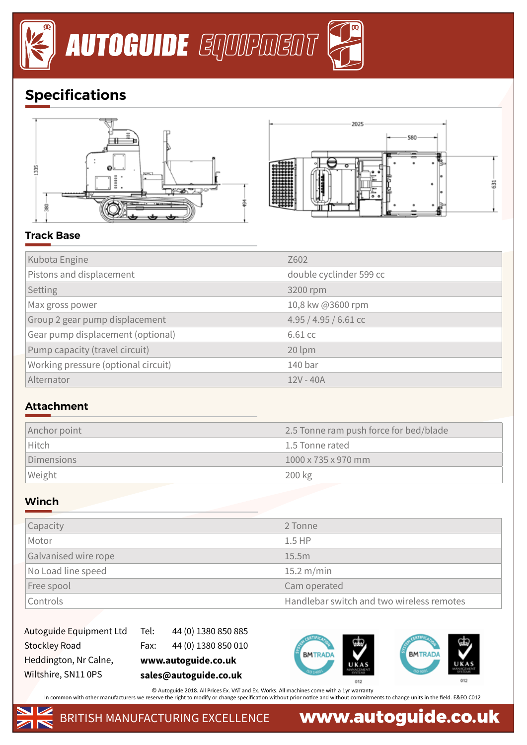# AUTOGUIDE EQUIPMENT

## Specifications

2025

580

1335

380

494

631

### Track Base

| | |
|---|---|
| Kubota Engine | Z602 |
| Pistons and displacement | double cyclinder 599 cc |
| Setting | 3200 rpm |
| Max gross power | 10,8 kw @3600 rpm |
| Group 2 gear pump displacement | 4.95 / 4.95 / 6.61 cc |
| Gear pump displacement (optional) | 6.61 cc |
| Pump capacity (travel circuit) | 20 lpm |
| Working pressure (optional circuit) | 140 bar |
| Alternator | 12V - 40A |

### Attachment

| | |
|---|---|
| Anchor point | 2.5 Tonne ram push force for bed/blade |
| Hitch | 1.5 Tonne rated |
| Dimensions | 1000 x 735 x 970 mm |
| Weight | 200 kg |

### Winch

| | |
|---|---|
| Capacity | 2 Tonne |
| Motor | 1.5 HP |
| Galvanised wire rope | 15.5m |
| No Load line speed | 15.2 m/min |
| Free spool | Cam operated |
| Controls | Handlebar switch and two wireless remotes |

Autoguide Equipment Ltd
Stockley Road
Heddington, Nr Calne,
Wiltshire, SN11 0PS

Tel: 44 (0) 1380 850 885
Fax: 44 (0) 1380 850 010
**www.autoguide.co.uk**
**sales@autoguide.co.uk**

© Autoguide 2018. All Prices Ex. VAT and Ex. Works. All machines come with a 1yr warranty
In common with other manufacturers we reserve the right to modify or change specification without prior notice and without commitments to change units in the field. E&EO C012

BRITISH MANUFACTURING EXCELLENCE **www.autoguide.co.uk**